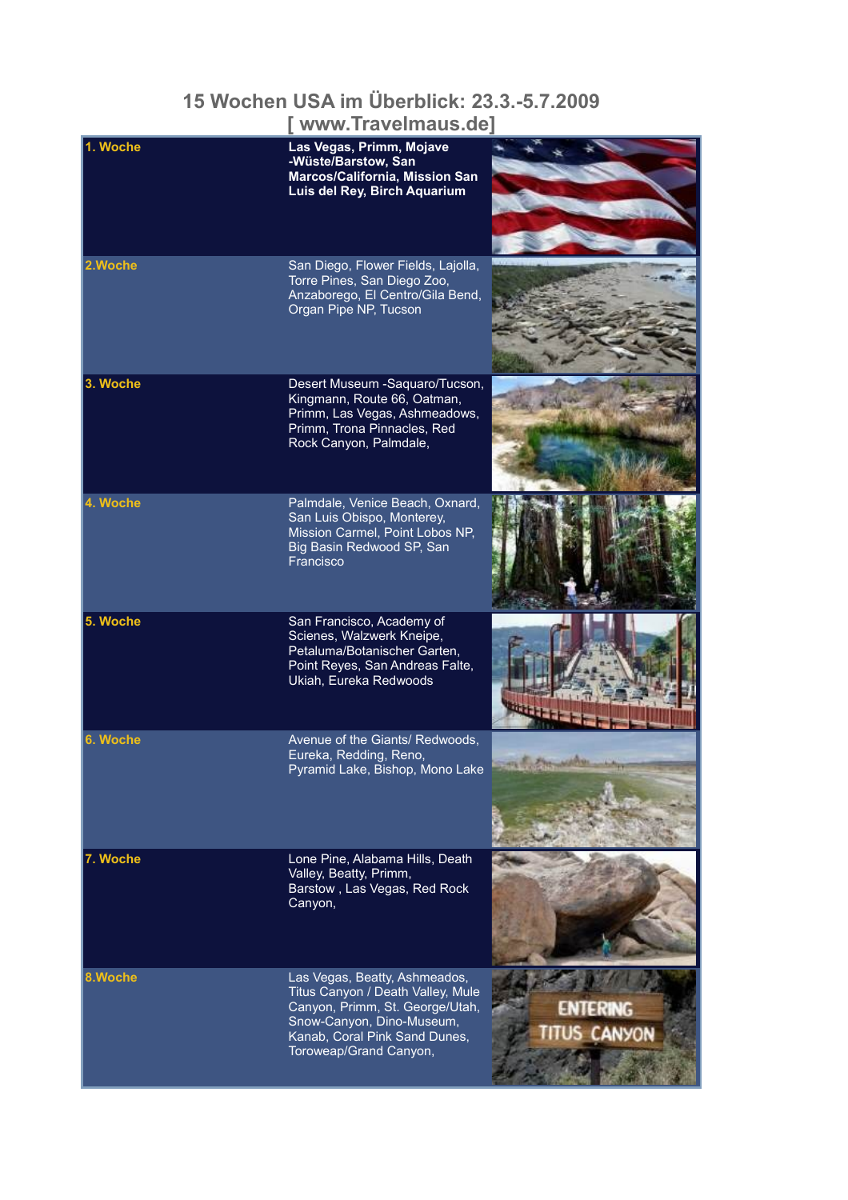# 15 Wochen USA im Überblick: 23.3.-5.7.2009

## [ www.Travelmaus.de]

| | | |
|---|---|---|
| **1. Woche** | **Las Vegas, Primm, Mojave -Wüste/Barstow, San Marcos/California, Mission San Luis del Rey, Birch Aquarium** | |
| **2.Woche** | San Diego, Flower Fields, Lajolla, Torre Pines, San Diego Zoo, Anzaborego, El Centro/Gila Bend, Organ Pipe NP, Tucson | |
| **3. Woche** | Desert Museum -Saquaro/Tucson, Kingmann, Route 66, Oatman, Primm, Las Vegas, Ashmeadows, Primm, Trona Pinnacles, Red Rock Canyon, Palmdale, | |
| **4. Woche** | Palmdale, Venice Beach, Oxnard, San Luis Obispo, Monterey, Mission Carmel, Point Lobos NP, Big Basin Redwood SP, San Francisco | |
| **5. Woche** | San Francisco, Academy of Scienes, Walzwerk Kneipe, Petaluma/Botanischer Garten, Point Reyes, San Andreas Falte, Ukiah, Eureka Redwoods | |
| **6. Woche** | Avenue of the Giants/ Redwoods, Eureka, Redding, Reno, Pyramid Lake, Bishop, Mono Lake | |
| **7. Woche** | Lone Pine, Alabama Hills, Death Valley, Beatty, Primm, Barstow , Las Vegas, Red Rock Canyon, | |
| **8.Woche** | Las Vegas, Beatty, Ashmeados, Titus Canyon / Death Valley, Mule Canyon, Primm, St. George/Utah, Snow-Canyon, Dino-Museum, Kanab, Coral Pink Sand Dunes, Toroweap/Grand Canyon, | |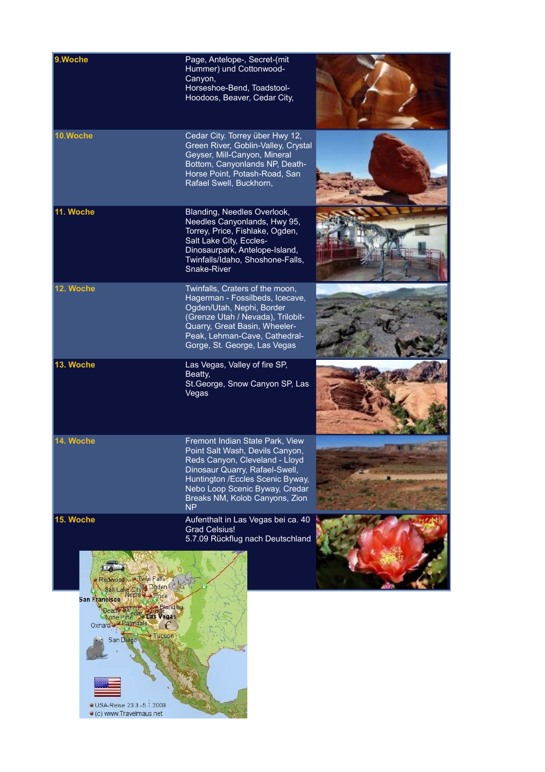| | | |
|---|---|---|
| **9.Woche** | Page, Antelope-, Secret-(mit Hummer) und Cottonwood-Canyon, Horseshoe-Bend, Toadstool-Hoodoos, Beaver, Cedar City, | |
| **10.Woche** | Cedar City. Torrey über Hwy 12, Green River, Goblin-Valley, Crystal Geyser, Mill-Canyon, Mineral Bottom, Canyonlands NP, Death-Horse Point, Potash-Road, San Rafael Swell, Buckhorn, | |
| **11. Woche** | Blanding, Needles Overlook, Needles Canyonlands, Hwy 95, Torrey, Price, Fishlake, Ogden, Salt Lake City, Eccles-Dinosaurpark, Antelope-Island, Twinfalls/Idaho, Shoshone-Falls, Snake-River | |
| **12. Woche** | Twinfalls, Craters of the moon, Hagerman - Fossilbeds, Icecave, Ogden/Utah, Nephi, Border (Grenze Utah / Nevada), Trilobit-Quarry, Great Basin, Wheeler-Peak, Lehman-Cave, Cathedral-Gorge, St. George, Las Vegas | |
| **13. Woche** | Las Vegas, Valley of fire SP, Beatty, St.George, Snow Canyon SP, Las Vegas | |
| **14. Woche** | Fremont Indian State Park, View Point Salt Wash, Devils Canyon, Reds Canyon, Cleveland - Lloyd Dinosaur Quarry, Rafael-Swell, Huntington /Eccles Scenic Byway, Nebo Loop Scenic Byway, Credar Breaks NM, Kolob Canyons, Zion NP | |
| **15. Woche** | Aufenthalt in Las Vegas bei ca. 40 Grad Celsius!<br>5.7.09 Rückflug nach Deutschland | |

Redwood
Twin Falls
Salt Lake City
Ogden
Nephi
Price
San Francisco
Beatty
Bishop
Cedar
Page
Blanding
Lone Pine
Las Vegas
Oxnard
Palmdale
Tucson
San Diego

USA-Reise 23.3.-5.7.2009
(c) www.Travelmaus.net